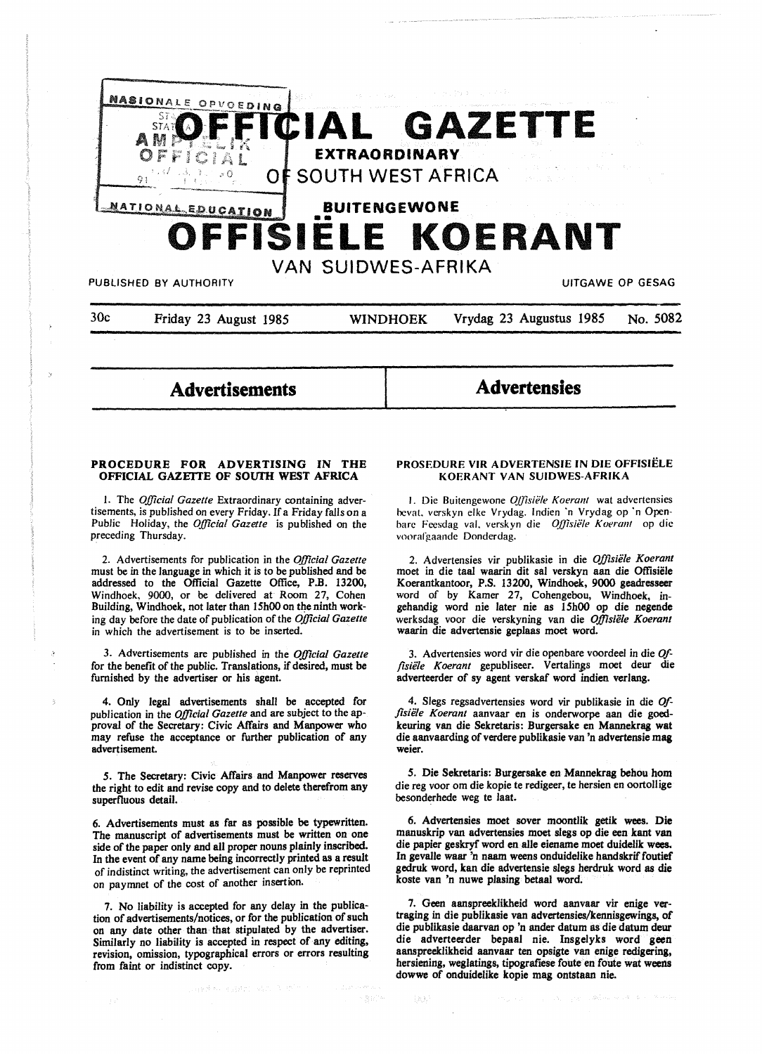# OFFICIAL GAZETTE

## EXTRAORDINARY

## OF SOUTH WEST AFRICA

## BUITENGEWONE

# OFFISIËLE KOERANT

## VAN SUIDWES-AFRIKA

PUBLISHED BY AUTHORITY — UITGAWE OP GESAG

30c — Friday 23 August 1985 — WINDHOEK — Vrydag 23 Augustus 1985 — No. 5082

## Advertisements

### PROCEDURE FOR ADVERTISING IN THE OFFICIAL GAZETTE OF SOUTH WEST AFRICA

1. The *Official Gazette* Extraordinary containing advertisements, is published on every Friday. If a Friday falls on a Public Holiday, the *Official Gazette* is published on the preceding Thursday.

2. Advertisements for publication in the *Official Gazette* must be in the language in which it is to be published and be addressed to the Official Gazette Office, P.B. 13200, Windhoek, 9000, or be delivered at Room 27, Cohen Building, Windhoek, not later than 15h00 on the ninth working day before the date of publication of the *Official Gazette* in which the advertisement is to be inserted.

3. Advertisements are published in the *Official Gazette* for the benefit of the public. Translations, if desired, must be furnished by the advertiser or his agent.

4. Only legal advertisements shall be accepted for publication in the *Official Gazette* and are subject to the approval of the Secretary: Civic Affairs and Manpower who may refuse the acceptance or further publication of any advertisement.

5. The Secretary: Civic Affairs and Manpower reserves the right to edit and revise copy and to delete therefrom any superfluous detail.

6. Advertisements must as far as possible be typewritten. The manuscript of advertisements must be written on one side of the paper only and all proper nouns plainly inscribed. In the event of any name being incorrectly printed as a result of indistinct writing, the advertisement can only be reprinted on paymnet of the cost of another insertion.

7. No liability is accepted for any delay in the publication of advertisements/notices, or for the publication of such on any date other than that stipulated by the advertiser. Similarly no liability is accepted in respect of any editing, revision, omission, typographical errors or errors resulting from faint or indistinct copy.

## Advertensies

### PROSEDURE VIR ADVERTENSIE IN DIE OFFISIËLE KOERANT VAN SUIDWES-AFRIKA

1. Die Buitengewone *Offisiële Koerant* wat advertensies bevat, verskyn elke Vrydag. Indien 'n Vrydag op 'n Openbare Feesdag val, verskyn die *Offisiële Koerant* op die voorafgaande Donderdag.

2. Advertensies vir publikasie in die *Offisiële Koerant* moet in die taal waarin dit sal verskyn aan die Offisiële Koerantkantoor, P.S. 13200, Windhoek, 9000 geadresseer word of by Kamer 27, Cohengebou, Windhoek, ingehandig word nie later nie as 15h00 op die negende werksdag voor die verskyning van die *Offisiële Koerant* waarin die advertensie geplaas moet word.

3. Advertensies word vir die openbare voordeel in die *Offisiële Koerant* gepubliseer. Vertalings moet deur die adverteerder of sy agent verskaf word indien verlang.

4. Slegs regsadvertensies word vir publikasie in die *Offisiële Koerant* aanvaar en is onderworpe aan die goedkeuring van die Sekretaris: Burgersake en Mannekrag wat die aanvaarding of verdere publikasie van 'n advertensie mag weier.

5. Die Sekretaris: Burgersake en Mannekrag behou hom die reg voor om die kopie te redigeer, te hersien en oortollige besonderhede weg te laat.

6. Advertensies moet sover moontlik getik wees. Die manuskrip van advertensies moet slegs op die een kant van die papier geskryf word en alle eiename moet duidelik wees. In gevalle waar 'n naam weens onduidelike handskrif foutief gedruk word, kan die advertensie slegs herdruk word as die koste van 'n nuwe plasing betaal word.

7. Geen aanspreeklikheid word aanvaar vir enige vertraging in die publikasie van advertensies/kennisgewings, of die publikasie daarvan op 'n ander datum as die datum deur die adverteerder bepaal nie. Insgelyks word geen aanspreeklikheid aanvaar ten opsigte van enige redigering, hersiening, weglatings, tipografiese foute en foute wat weens dowwe of onduidelike kopie mag ontstaan nie.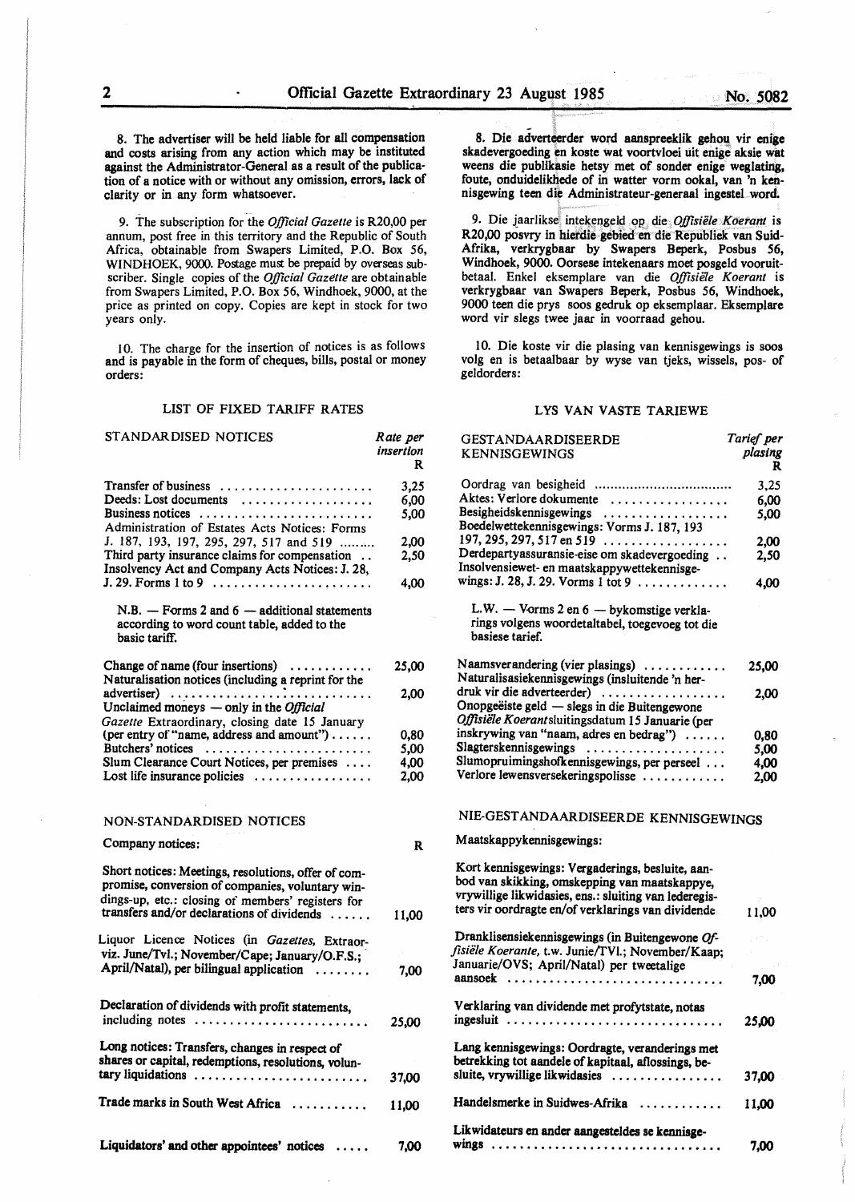8. The advertiser will be held liable for all compensation and costs arising from any action which may be instituted against the Administrator-General as a result of the publication of a notice with or without any omission, errors, lack of clarity or in any form whatsoever.

9. The subscription for the *Official Gazette* is R20,00 per annum, post free in this territory and the Republic of South Africa, obtainable from Swapers Limited, P.O. Box 56, WINDHOEK, 9000. Postage must be prepaid by overseas subscriber. Single copies of the *Official Gazette* are obtainable from Swapers Limited, P.O. Box 56, Windhoek, 9000, at the price as printed on copy. Copies are kept in stock for two years only.

10. The charge for the insertion of notices is as follows and is payable in the form of cheques, bills, postal or money orders:

## LIST OF FIXED TARIFF RATES

| STANDARDISED NOTICES | *Rate per insertion* R |
|---|---|
| Transfer of business | 3,25 |
| Deeds: Lost documents | 6,00 |
| Business notices | 5,00 |
| Administration of Estates Acts Notices: Forms J. 187, 193, 197, 295, 297, 517 and 519 | 2,00 |
| Third party insurance claims for compensation | 2,50 |
| Insolvency Act and Company Acts Notices: J. 28, J. 29. Forms 1 to 9 | 4,00 |

N.B. — Forms 2 and 6 — additional statements according to word count table, added to the basic tariff.

| | |
|---|---|
| Change of name (four insertions) | 25,00 |
| Naturalisation notices (including a reprint for the advertiser) | 2,00 |
| Unclaimed moneys — only in the *Official Gazette* Extraordinary, closing date 15 January (per entry of "name, address and amount") | 0,80 |
| Butchers' notices | 5,00 |
| Slum Clearance Court Notices, per premises | 4,00 |
| Lost life insurance policies | 2,00 |

### NON-STANDARDISED NOTICES

| Company notices: | R |
|---|---|
| Short notices: Meetings, resolutions, offer of compromise, conversion of companies, voluntary windings-up, etc.: closing of members' registers for transfers and/or declarations of dividends | 11,00 |
| Liquor Licence Notices (in *Gazettes*, Extraorviz. June/Tvl.; November/Cape; January/O.F.S.; April/Natal), per bilingual application | 7,00 |
| Declaration of dividends with profit statements, including notes | 25,00 |
| Long notices: Transfers, changes in respect of shares or capital, redemptions, resolutions, voluntary liquidations | 37,00 |
| Trade marks in South West Africa | 11,00 |
| Liquidators' and other appointees' notices | 7,00 |

8. Die adverteerder word aanspreeklik gehou vir enige skadevergoeding en koste wat voortvloei uit enige aksie wat weens die publikasie hetsy met of sonder enige weglating, foute, onduidelikhede of in watter vorm ookal, van 'n kennisgewing teen die Administrateur-generaal ingestel word.

9. Die jaarlikse intekengeld op die *Offisiële Koerant* is R20,00 posvry in hierdie gebied en die Republiek van Suid-Afrika, verkrygbaar by Swapers Beperk, Posbus 56, Windhoek, 9000. Oorsese intekenaars moet posgeld vooruitbetaal. Enkel eksemplare van die *Offisiële Koerant* is verkrygbaar van Swapers Beperk, Posbus 56, Windhoek, 9000 teen die prys soos gedruk op eksemplaar. Eksemplare word vir slegs twee jaar in voorraad gehou.

10. Die koste vir die plasing van kennisgewings is soos volg en is betaalbaar by wyse van tjeks, wissels, pos- of geldorders:

## LYS VAN VASTE TARIEWE

| GESTANDAARDISEERDE KENNISGEWINGS | *Tarief per plasing* R |
|---|---|
| Oordrag van besigheid | 3,25 |
| Aktes: Verlore dokumente | 6,00 |
| Besigheidskennisgewings | 5,00 |
| Boedelwettekennisgewings: Vorms J. 187, 193 197, 295, 297, 517 en 519 | 2,00 |
| Derdepartyassuransie-eise om skadevergoeding | 2,50 |
| Insolvensiewet- en maatskappywettekennisgewings: J. 28, J. 29. Vorms 1 tot 9 | 4,00 |

L.W. — Vorms 2 en 6 — bykomstige verklarings volgens woordetaltabel, toegevoeg tot die basiese tarief.

| | |
|---|---|
| Naamsverandering (vier plasings) | 25,00 |
| Naturalisasiekennisgewings (insluitende 'n herdruk vir die adverteerder) | 2,00 |
| Onopgeëiste geld — slegs in die Buitengewone *Offisiële Koerant* sluitingsdatum 15 Januarie (per inskrywing van "naam, adres en bedrag") | 0,80 |
| Slagterskennisgewings | 5,00 |
| Slumopruimingshofkennisgewings, per perseel | 4,00 |
| Verlore lewensversekeringspolisse | 2,00 |

### NIE-GESTANDAARDISEERDE KENNISGEWINGS

| Maatskappykennisgewings: | |
|---|---|
| Kort kennisgewings: Vergaderings, besluite, aanbod van skikking, omskepping van maatskappye, vrywillige likwidasies, ens.: sluiting van lederegisters vir oordragte en/of verklarings van dividende | 11,00 |
| Dranklisensiekennisgewings (in Buitengewone *Offisiële Koerante*, t.w. Junie/TVl.; November/Kaap; Januarie/OVS; April/Natal) per tweetalige aansoek | 7,00 |
| Verklaring van dividende met profytstate, notas ingesluit | 25,00 |
| Lang kennisgewings: Oordragte, veranderings met betrekking tot aandele of kapitaal, aflossings, besluite, vrywillige likwidasies | 37,00 |
| Handelsmerke in Suidwes-Afrika | 11,00 |
| Likwidateurs en ander aangesteldes se kennisgewings | 7,00 |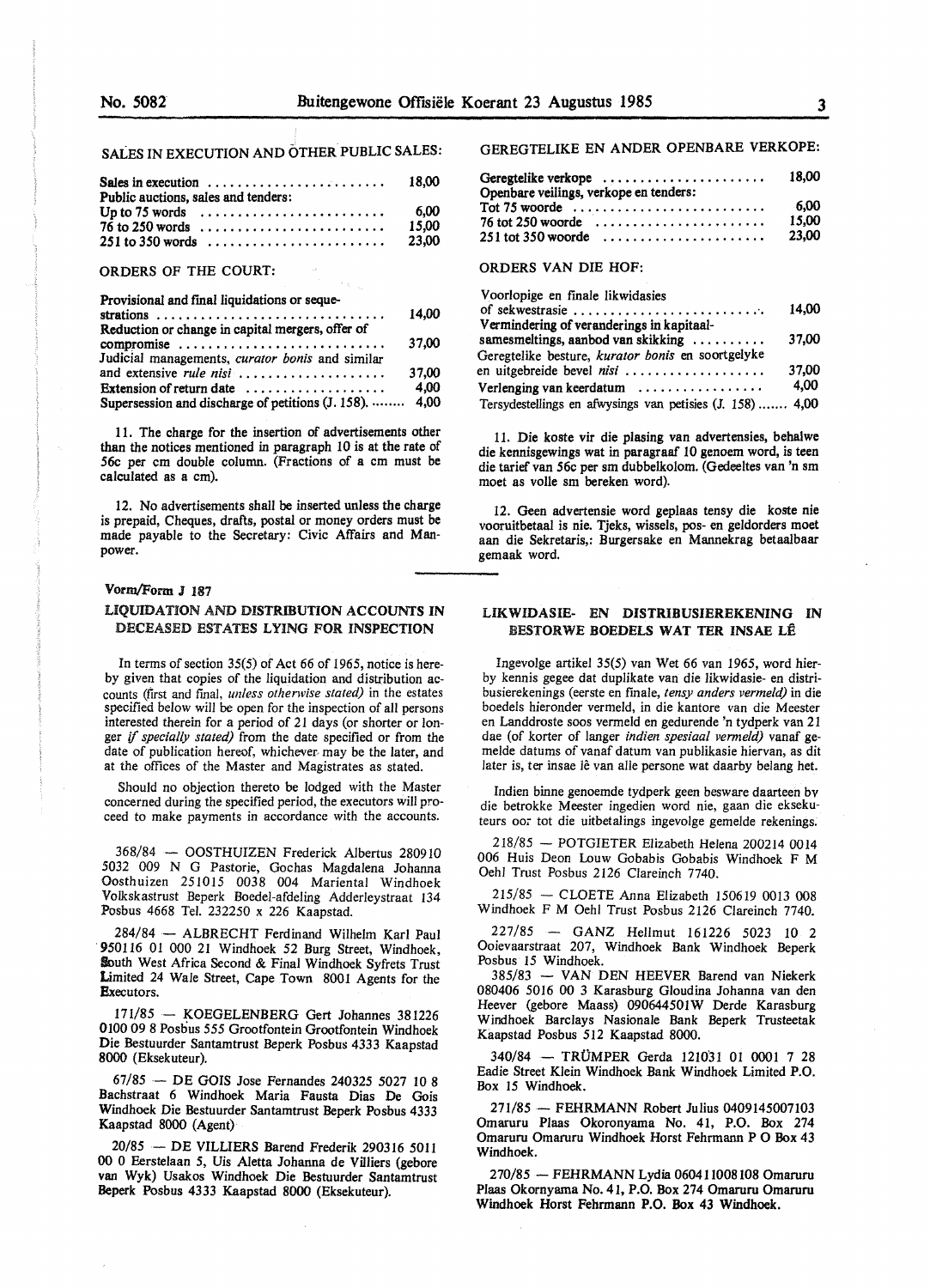## SALES IN EXECUTION AND OTHER PUBLIC SALES:

| | |
|---|---|
| Sales in execution | 18,00 |
| Public auctions, sales and tenders: | |
| Up to 75 words | 6,00 |
| 76 to 250 words | 15,00 |
| 251 to 350 words | 23,00 |

## ORDERS OF THE COURT:

| | |
|---|---|
| Provisional and final liquidations or sequestrations | 14,00 |
| Reduction or change in capital mergers, offer of compromise | 37,00 |
| Judicial managements, *curator bonis* and similar and extensive *rule nisi* | 37,00 |
| Extension of return date | 4,00 |
| Supersession and discharge of petitions (J. 158) | 4,00 |

11. The charge for the insertion of advertisements other than the notices mentioned in paragraph 10 is at the rate of 56c per cm double column. (Fractions of a cm must be calculated as a cm).

12. No advertisements shall be inserted unless the charge is prepaid, Cheques, drafts, postal or money orders must be made payable to the Secretary: Civic Affairs and Manpower.

## GEREGTELIKE EN ANDER OPENBARE VERKOPE:

| | |
|---|---|
| Geregtelike verkope | 18,00 |
| Openbare veilings, verkope en tenders: | |
| Tot 75 woorde | 6,00 |
| 76 tot 250 woorde | 15,00 |
| 251 tot 350 woorde | 23,00 |

## ORDERS VAN DIE HOF:

| | |
|---|---|
| Voorlopige en finale likwidasies of sekwestrasie | 14,00 |
| Vermindering of veranderings in kapitaalsamesmeltings, aanbod van skikking | 37,00 |
| Geregtelike besture, *kurator bonis* en soortgelyke en uitgebreide bevel *nisi* | 37,00 |
| Verlenging van keerdatum | 4,00 |
| Tersydestellings en afwysings van petisies (J. 158) | 4,00 |

11. Die koste vir die plasing van advertensies, behalwe die kennisgewings wat in paragraaf 10 genoem word, is teen die tarief van 56c per sm dubbelkolom. (Gedeeltes van 'n sm moet as volle sm bereken word).

12. Geen advertensie word geplaas tensy die koste nie vooruitbetaal is nie. Tjeks, wissels, pos- en geldorders moet aan die Sekretaris,: Burgersake en Mannekrag betaalbaar gemaak word.

---

Vorm/Form J 187

## LIQUIDATION AND DISTRIBUTION ACCOUNTS IN DECEASED ESTATES LYING FOR INSPECTION

In terms of section 35(5) of Act 66 of 1965, notice is hereby given that copies of the liquidation and distribution accounts (first and final, *unless otherwise stated)* in the estates specified below will be open for the inspection of all persons interested therein for a period of 21 days (or shorter or longer *if specially stated)* from the date specified or from the date of publication hereof, whichever may be the later, and at the offices of the Master and Magistrates as stated.

Should no objection thereto be lodged with the Master concerned during the specified period, the executors will proceed to make payments in accordance with the accounts.

368/84 — OOSTHUIZEN Frederick Albertus 280910 5032 009 N G Pastorie, Gochas Magdalena Johanna Oosthuizen 251015 0038 004 Mariental Windhoek Volkskastrust Beperk Boedel-afdeling Adderleystraat 134 Posbus 4668 Tel. 232250 x 226 Kaapstad.

284/84 — ALBRECHT Ferdinand Wilhelm Karl Paul 950116 01 000 21 Windhoek 52 Burg Street, Windhoek, South West Africa Second & Final Windhoek Syfrets Trust Limited 24 Wale Street, Cape Town 8001 Agents for the Executors.

171/85 — KOEGELENBERG Gert Johannes 381226 0100 09 8 Posbus 555 Grootfontein Grootfontein Windhoek Die Bestuurder Santamtrust Beperk Posbus 4333 Kaapstad 8000 (Eksekuteur).

67/85 — DE GOIS Jose Fernandes 240325 5027 10 8 Bachstraat 6 Windhoek Maria Fausta Dias De Gois Windhoek Die Bestuurder Santamtrust Beperk Posbus 4333 Kaapstad 8000 (Agent)

20/85 — DE VILLIERS Barend Frederik 290316 5011 00 0 Eerstelaan 5, Uis Aletta Johanna de Villiers (gebore van Wyk) Usakos Windhoek Die Bestuurder Santamtrust Beperk Posbus 4333 Kaapstad 8000 (Eksekuteur).

## LIKWIDASIE- EN DISTRIBUSIEREKENING IN BESTORWE BOEDELS WAT TER INSAE LÊ

Ingevolge artikel 35(5) van Wet 66 van 1965, word hierby kennis gegee dat duplikate van die likwidasie- en distribusierekenings (eerste en finale, *tensy anders vermeld)* in die boedels hieronder vermeld, in die kantore van die Meester en Landdroste soos vermeld en gedurende 'n tydperk van 21 dae (of korter of langer *indien spesiaal vermeld)* vanaf gemelde datums of vanaf datum van publikasie hiervan, as dit later is, ter insae lê van alle persone wat daarby belang het.

Indien binne genoemde tydperk geen besware daarteen by die betrokke Meester ingedien word nie, gaan die eksekuteurs oor tot die uitbetalings ingevolge gemelde rekenings.

218/85 — POTGIETER Elizabeth Helena 200214 0014 006 Huis Deon Louw Gobabis Gobabis Windhoek F M Oehl Trust Posbus 2126 Clareinch 7740.

215/85 — CLOETE Anna Elizabeth 150619 0013 008 Windhoek F M Oehl Trust Posbus 2126 Clareinch 7740.

227/85 — GANZ Hellmut 161226 5023 10 2 Ooievaarstraat 207, Windhoek Bank Windhoek Beperk Posbus 15 Windhoek.

385/83 — VAN DEN HEEVER Barend van Niekerk 080406 5016 00 3 Karasburg Gloudina Johanna van den Heever (gebore Maass) 090644501W Derde Karasburg Windhoek Barclays Nasionale Bank Beperk Trusteetak Kaapstad Posbus 512 Kaapstad 8000.

340/84 — TRÜMPER Gerda 121031 01 0001 7 28 Eadie Street Klein Windhoek Bank Windhoek Limited P.O. Box 15 Windhoek.

271/85 — FEHRMANN Robert Julius 0409145007103 Omaruru Plaas Okoronyama No. 41, P.O. Box 274 Omaruru Omaruru Windhoek Horst Fehrmann P O Box 43 Windhoek.

270/85 — FEHRMANN Lydia 0604110081 08 Omaruru Plaas Okornyama No. 41, P.O. Box 274 Omaruru Omaruru Windhoek Horst Fehrmann P.O. Box 43 Windhoek.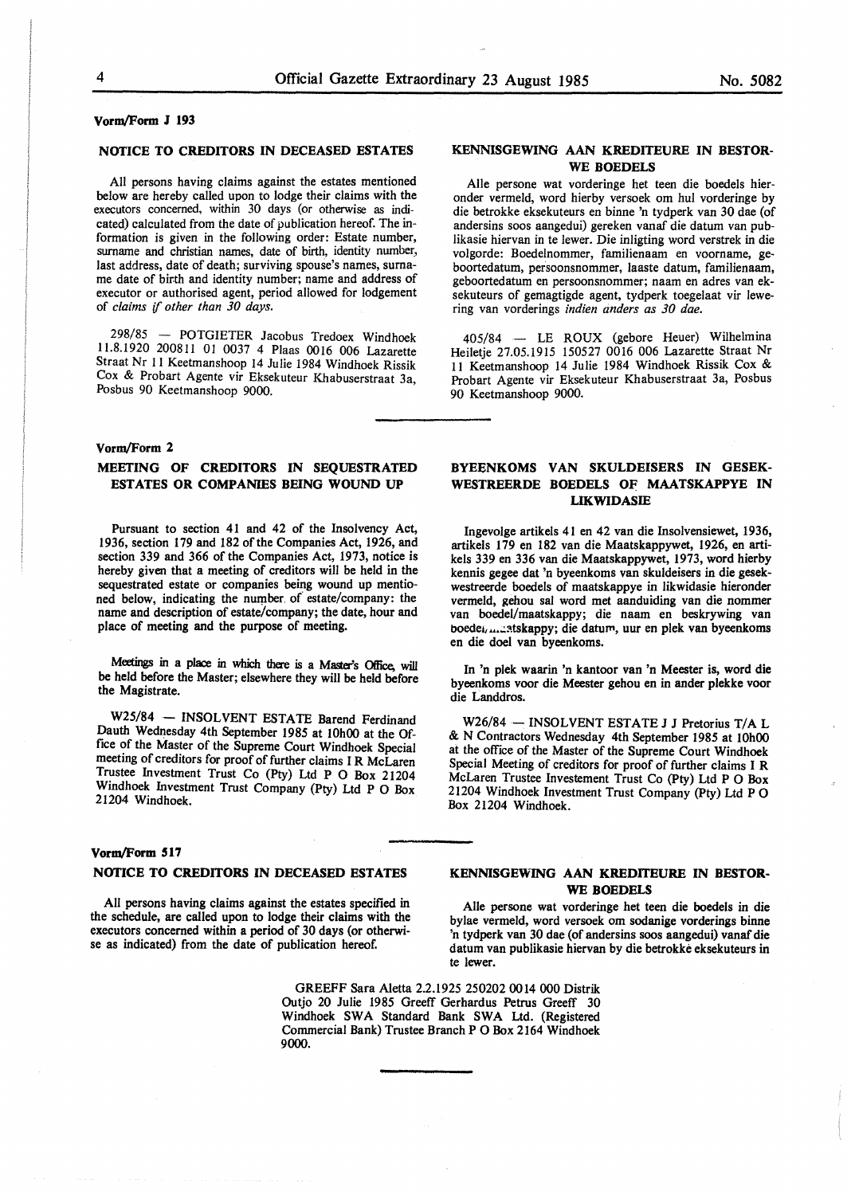Vorm/Form J 193

## NOTICE TO CREDITORS IN DECEASED ESTATES

All persons having claims against the estates mentioned below are hereby called upon to lodge their claims with the executors concerned, within 30 days (or otherwise as indicated) calculated from the date of publication hereof. The information is given in the following order: Estate number, surname and christian names, date of birth, identity number, last address, date of death; surviving spouse's names, surname date of birth and identity number; name and address of executor or authorised agent, period allowed for lodgement of *claims if other than 30 days.*

298/85 — POTGIETER Jacobus Tredoex Windhoek 11.8.1920 200811 01 0037 4 Plaas 0016 006 Lazarette Straat Nr 11 Keetmanshoop 14 Julie 1984 Windhoek Rissik Cox & Probart Agente vir Eksekuteur Khabuserstraat 3a, Posbus 90 Keetmanshoop 9000.

## KENNISGEWING AAN KREDITEURE IN BESTORWE BOEDELS

Alle persone wat vorderinge het teen die boedels hieronder vermeld, word hierby versoek om hul vorderinge by die betrokke eksekuteurs en binne 'n tydperk van 30 dae (of andersins soos aangedui) gereken vanaf die datum van publikasie hiervan in te lewer. Die inligting word verstrek in die volgorde: Boedelnommer, familienaam en voorname, geboortedatum, persoonsnommer, laaste datum, familienaam, geboortedatum en persoonsnommer; naam en adres van eksekuteurs of gemagtigde agent, tydperk toegelaat vir lewering van vorderings *indien anders as 30 dae.*

405/84 — LE ROUX (gebore Heuer) Wilhelmina Heiletje 27.05.1915 150527 0016 006 Lazarette Straat Nr 11 Keetmanshoop 14 Julie 1984 Windhoek Rissik Cox & Probart Agente vir Eksekuteur Khabuserstraat 3a, Posbus 90 Keetmanshoop 9000.

Vorm/Form 2

## MEETING OF CREDITORS IN SEQUESTRATED ESTATES OR COMPANIES BEING WOUND UP

Pursuant to section 41 and 42 of the Insolvency Act, 1936, section 179 and 182 of the Companies Act, 1926, and section 339 and 366 of the Companies Act, 1973, notice is hereby given that a meeting of creditors will be held in the sequestrated estate or companies being wound up mentioned below, indicating the number of estate/company: the name and description of estate/company; the date, hour and place of meeting and the purpose of meeting.

Meetings in a place in which there is a Master's Office, will be held before the Master; elsewhere they will be held before the Magistrate.

W25/84 — INSOLVENT ESTATE Barend Ferdinand Dauth Wednesday 4th September 1985 at 10h00 at the Office of the Master of the Supreme Court Windhoek Special meeting of creditors for proof of further claims I R McLaren Trustee Investment Trust Co (Pty) Ltd P O Box 21204 Windhoek Investment Trust Company (Pty) Ltd P O Box 21204 Windhoek.

## BYEENKOMS VAN SKULDEISERS IN GESEKWESTREERDE BOEDELS OF MAATSKAPPYE IN LIKWIDASIE

Ingevolge artikels 41 en 42 van die Insolvensiewet, 1936, artikels 179 en 182 van die Maatskappywet, 1926, en artikels 339 en 336 van die Maatskappywet, 1973, word hierby kennis gegee dat 'n byeenkoms van skuldeisers in die gesekwestreerde boedels of maatskappye in likwidasie hieronder vermeld, gehou sal word met aanduiding van die nommer van boedel/maatskappy; die naam en beskrywing van boedel/maatskappy; die datum, uur en plek van byeenkoms en die doel van byeenkoms.

In 'n plek waarin 'n kantoor van 'n Meester is, word die byeenkoms voor die Meester gehou en in ander plekke voor die Landdros.

W26/84 — INSOLVENT ESTATE J J Pretorius T/A L & N Contractors Wednesday 4th September 1985 at 10h00 at the office of the Master of the Supreme Court Windhoek Special Meeting of creditors for proof of further claims I R McLaren Trustee Investement Trust Co (Pty) Ltd P O Box 21204 Windhoek Investment Trust Company (Pty) Ltd P O Box 21204 Windhoek.

Vorm/Form 517

## NOTICE TO CREDITORS IN DECEASED ESTATES

All persons having claims against the estates specified in the schedule, are called upon to lodge their claims with the executors concerned within a period of 30 days (or otherwise as indicated) from the date of publication hereof.

## KENNISGEWING AAN KREDITEURE IN BESTORWE BOEDELS

Alle persone wat vorderinge het teen die boedels in die bylae vermeld, word versoek om sodanige vorderings binne 'n tydperk van 30 dae (of andersins soos aangedui) vanaf die datum van publikasie hiervan by die betrokke eksekuteurs in te lewer.

GREEFF Sara Aletta 2.2.1925 250202 0014 000 Distrik Outjo 20 Julie 1985 Greeff Gerhardus Petrus Greeff 30 Windhoek SWA Standard Bank SWA Ltd. (Registered Commercial Bank) Trustee Branch P O Box 2164 Windhoek 9000.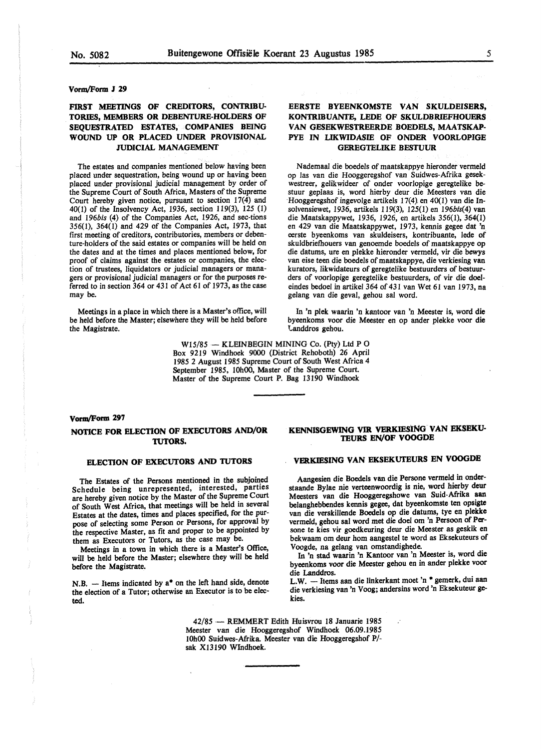Vorm/Form J 29

## FIRST MEETINGS OF CREDITORS, CONTRIBUTORIES, MEMBERS OR DEBENTURE-HOLDERS OF SEQUESTRATED ESTATES, COMPANIES BEING WOUND UP OR PLACED UNDER PROVISIONAL JUDICIAL MANAGEMENT

The estates and companies mentioned below having been placed under sequestration, being wound up or having been placed under provisional judicial management by order of the Supreme Court of South Africa, Masters of the Supreme Court hereby given notice, pursuant to section 17(4) and 40(1) of the Insolvency Act, 1936, section 119(3), 125 (1) and 196*bis* (4) of the Companies Act, 1926, and sec-tions 356(1), 364(1) and 429 of the Companies Act, 1973, that first meeting of creditors, contributories, members or debenture-holders of the said estates or companies will be held on the dates and at the times and places mentioned below, for proof of claims against the estates or companies, the election of trustees, liquidators or judicial managers or managers or provisional judicial managers or for the purposes referred to in section 364 or 431 of Act 61 of 1973, as the case may be.

Meetings in a place in which there is a Master's office, will be held before the Master; elsewhere they will be held before the Magistrate.

## EERSTE BYEENKOMSTE VAN SKULDEISERS, KONTRIBUANTE, LEDE OF SKULDBRIEFHOUERS VAN GESEKWESTREERDE BOEDELS, MAATSKAPPYE IN LIKWIDASIE OF ONDER VOORLOPIGE GEREGTELIKE BESTUUR

Nademaal die boedels of maatskappye hieronder vermeld op las van die Hooggeregshof van Suidwes-Afrika gesekwestreer, gelikwideer of onder voorlopige geregtelike bestuur geplaas is, word hierby deur die Meesters van die Hooggeregshof ingevolge artikels 17(4) en 40(1) van die Insolvensiewet, 1936, artikels 119(3), 125(1) en 196*bis*(4) van die Maatskappywet, 1936, 1926, en artikels 356(1), 364(1) en 429 van die Maatskappywet, 1973, kennis gegee dat 'n eerste byeenkoms van skuldeisers, kontribuante, lede of skuldbriefhouers van genoemde boedels of maatskappye op die datums, ure en plekke hieronder vermeld, vir die bewys van eise teen die boedels of maatskappye, die verkiesing van kurators, likwidateurs of geregtelike bestuurders of bestuurders of voorlopige geregtelike bestuurders, of vir die doeleindes bedoel in artikel 364 of 431 van Wet 61 van 1973, na gelang van die geval, gehou sal word.

In 'n plek waarin 'n kantoor van 'n Meester is, word die byeenkoms voor die Meester en op ander plekke voor die Landdros gehou.

W15/85 — KLEINBEGIN MINING Co. (Pty) Ltd P O Box 9219 Windhoek 9000 (District Rehoboth) 26 April 1985 2 August 1985 Supreme Court of South West Africa 4 September 1985, 10h00, Master of the Supreme Court. Master of the Supreme Court P. Bag 13190 Windhoek

---

Vorm/Form 297

## NOTICE FOR ELECTION OF EXECUTORS AND/OR TUTORS.

### ELECTION OF EXECUTORS AND TUTORS

The Estates of the Persons mentioned in the subjoined Schedule being unrepresented, interested, parties are hereby given notice by the Master of the Supreme Court of South West Africa, that meetings will be held in several Estates at the dates, times and places specified, for the purpose of selecting some Person or Persons, for approval by the respective Master, as fit and proper to be appointed by them as Executors or Tutors, as the case may be.

Meetings in a town in which there is a Master's Office, will be held before the Master; elsewhere they will be held before the Magistrate.

N.B. — Items indicated by a* on the left hand side, denote the election of a Tutor; otherwise an Executor is to be elected.

## KENNISGEWING VIR VERKIESING VAN EKSEKUTEURS EN/OF VOOGDE

### VERKIESING VAN EKSEKUTEURS EN VOOGDE

Aangesien die Boedels van die Persone vermeld in onderstaande Bylae nie verteenwoordig is nie, word hierby deur Meesters van die Hooggeregshowe van Suid-Afrika aan belanghebbendes kennis gegee, dat byeenkomste ten opsigte van die verskillende Boedels op die datums, tye en plekke vermeld, gehou sal word met die doel om 'n Persoon of Persone te kies vir goedkeuring deur die Meester as geskik en bekwaam om deur hom aangestel te word as Eksekuteurs of Voogde, na gelang van omstandighede.

In 'n stad waarin 'n Kantoor van 'n Meester is, word die byeenkoms voor die Meester gehou en in ander plekke voor die Landdros.

L.W. — Items aan die linkerkant moet 'n * gemerk, dui aan die verkiesing van 'n Voog; andersins word 'n Eksekuteur gekies.

42/85 — REMMERT Edith Huisvrou 18 Januarie 1985 Meester van die Hooggeregshof Windhoek 06.09.1985 10h00 Suidwes-Afrika. Meester van die Hooggeregshof P/-sak X13190 WIndhoek.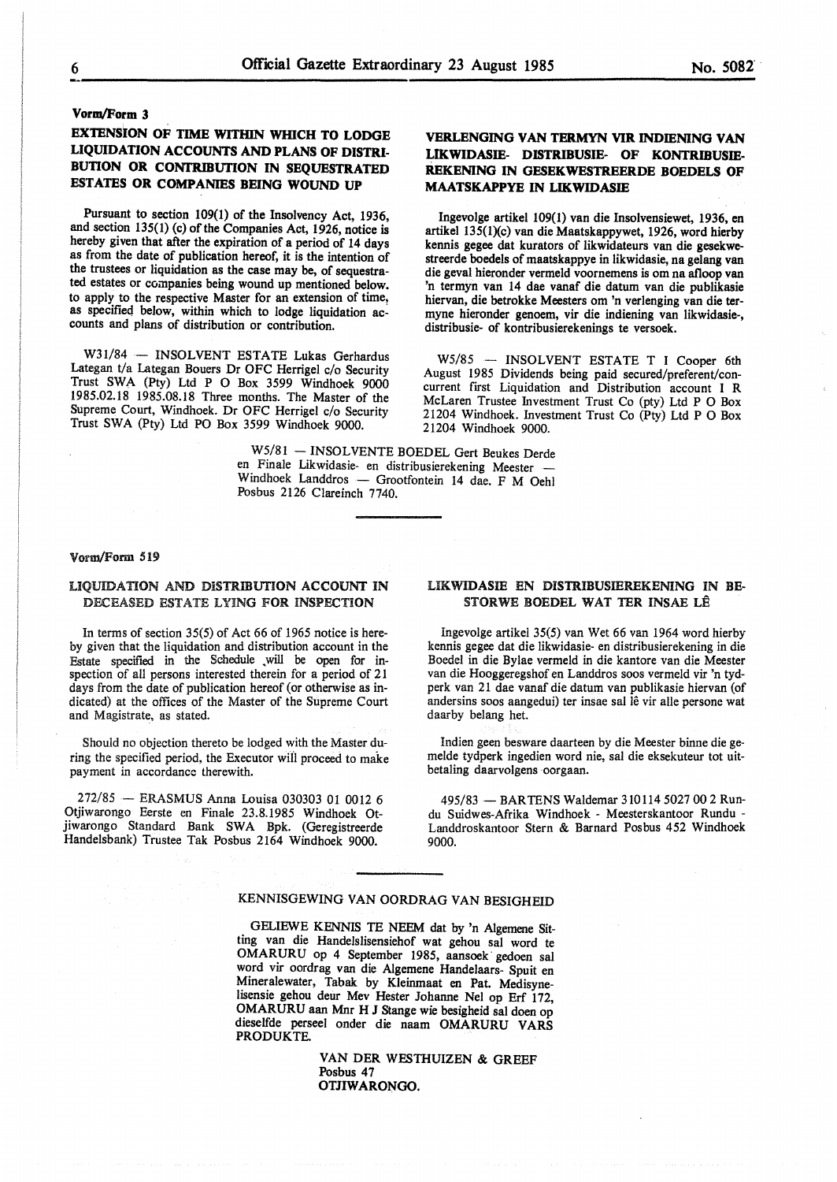Vorm/Form 3

## EXTENSION OF TIME WITHIN WHICH TO LODGE LIQUIDATION ACCOUNTS AND PLANS OF DISTRIBUTION OR CONTRIBUTION IN SEQUESTRATED ESTATES OR COMPANIES BEING WOUND UP

Pursuant to section 109(1) of the Insolvency Act, 1936, and section 135(1) (c) of the Companies Act, 1926, notice is hereby given that after the expiration of a period of 14 days as from the date of publication hereof, it is the intention of the trustees or liquidation as the case may be, of sequestrated estates or companies being wound up mentioned below. to apply to the respective Master for an extension of time, as specified below, within which to lodge liquidation accounts and plans of distribution or contribution.

W31/84 — INSOLVENT ESTATE Lukas Gerhardus Lategan t/a Lategan Bouers Dr OFC Herrigel c/o Security Trust SWA (Pty) Ltd P O Box 3599 Windhoek 9000 1985.02.18 1985.08.18 Three months. The Master of the Supreme Court, Windhoek. Dr OFC Herrigel c/o Security Trust SWA (Pty) Ltd PO Box 3599 Windhoek 9000.

## VERLENGING VAN TERMYN VIR INDIENING VAN LIKWIDASIE- DISTRIBUSIE- OF KONTRIBUSIE-REKENING IN GESEKWESTREERDE BOEDELS OF MAATSKAPPYE IN LIKWIDASIE

Ingevolge artikel 109(1) van die Insolvensiewet, 1936, en artikel 135(1)(c) van die Maatskappywet, 1926, word hierby kennis gegee dat kurators of likwidateurs van die gesekwestreerde boedels of maatskappye in likwidasie, na gelang van die geval hieronder vermeld voornemens is om na afloop van 'n termyn van 14 dae vanaf die datum van die publikasie hiervan, die betrokke Meesters om 'n verlenging van die termyne hieronder genoem, vir die indiening van likwidasie-, distribusie- of kontribusierekenings te versoek.

W5/85 — INSOLVENT ESTATE T I Cooper 6th August 1985 Dividends being paid secured/preferent/concurrent first Liquidation and Distribution account I R McLaren Trustee Investment Trust Co (pty) Ltd P O Box 21204 Windhoek. Investment Trust Co (Pty) Ltd P O Box 21204 Windhoek 9000.

W5/81 — INSOLVENTE BOEDEL Gert Beukes Derde en Finale Likwidasie- en distribusierekening Meester — Windhoek Landdros — Grootfontein 14 dae. F M Oehl Posbus 2126 Clareinch 7740.

---

Vorm/Form 519

## LIQUIDATION AND DISTRIBUTION ACCOUNT IN DECEASED ESTATE LYING FOR INSPECTION

In terms of section 35(5) of Act 66 of 1965 notice is hereby given that the liquidation and distribution account in the Estate specified in the Schedule will be open for inspection of all persons interested therein for a period of 21 days from the date of publication hereof (or otherwise as indicated) at the offices of the Master of the Supreme Court and Magistrate, as stated.

Should no objection thereto be lodged with the Master during the specified period, the Executor will proceed to make payment in accordance therewith.

272/85 — ERASMUS Anna Louisa 030303 01 0012 6 Otjiwarongo Eerste en Finale 23.8.1985 Windhoek Otjiwarongo Standard Bank SWA Bpk. (Geregistreerde Handelsbank) Trustee Tak Posbus 2164 Windhoek 9000.

## LIKWIDASIE EN DISTRIBUSIEREKENING IN BESTORWE BOEDEL WAT TER INSAE LÊ

Ingevolge artikel 35(5) van Wet 66 van 1964 word hierby kennis gegee dat die likwidasie- en distribusierekening in die Boedel in die Bylae vermeld in die kantore van die Meester van die Hooggeregshof en Landdros soos vermeld vir 'n tydperk van 21 dae vanaf die datum van publikasie hiervan (of andersins soos aangedui) ter insae sal lê vir alle persone wat daarby belang het.

Indien geen besware daarteen by die Meester binne die gemelde tydperk ingedien word nie, sal die eksekuteur tot uitbetaling daarvolgens oorgaan.

495/83 — BARTENS Waldemar 310114 5027 00 2 Rundu Suidwes-Afrika Windhoek - Meesterskantoor Rundu - Landdroskantoor Stern & Barnard Posbus 452 Windhoek 9000.

---

## KENNISGEWING VAN OORDRAG VAN BESIGHEID

GELIEWE KENNIS TE NEEM dat by 'n Algemene Sitting van die Handelslisensiehof wat gehou sal word te OMARURU op 4 September 1985, aansoek gedoen sal word vir oordrag van die Algemene Handelaars- Spuit en Mineralewater, Tabak by Kleinmaat en Pat. Medisynelisensie gehou deur Mev Hester Johanne Nel op Erf 172, OMARURU aan Mnr H J Stange wie besigheid sal doen op dieselfde perseel onder die naam OMARURU VARS PRODUKTE.

VAN DER WESTHUIZEN & GREEF
Posbus 47
OTJIWARONGO.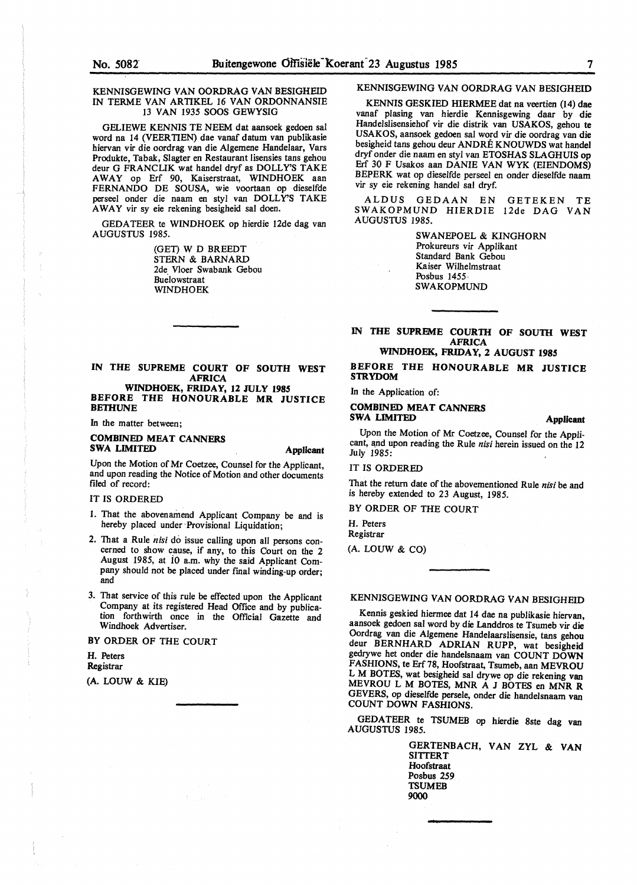## KENNISGEWING VAN OORDRAG VAN BESIGHEID IN TERME VAN ARTIKEL 16 VAN ORDONNANSIE 13 VAN 1935 SOOS GEWYSIG

GELIEWE KENNIS TE NEEM dat aansoek gedoen sal word na 14 (VEERTIEN) dae vanaf datum van publikasie hiervan vir die oordrag van die Algemene Handelaar, Vars Produkte, Tabak, Slagter en Restaurant lisensies tans gehou deur G FRANCLIK wat handel dryf as DOLLY'S TAKE AWAY op Erf 90, Kaiserstraat, WINDHOEK aan FERNANDO DE SOUSA, wie voortaan op dieselfde perseel onder die naam en styl van DOLLY'S TAKE AWAY vir sy eie rekening besigheid sal doen.

GEDATEER te WINDHOEK op hierdie 12de dag van AUGUSTUS 1985.

(GET) W D BREEDT
STERN & BARNARD
2de Vloer Swabank Gebou
Buelowstraat
WINDHOEK

---

## IN THE SUPREME COURT OF SOUTH WEST AFRICA

**WINDHOEK, FRIDAY, 12 JULY 1985**

**BEFORE THE HONOURABLE MR JUSTICE BETHUNE**

In the matter between;

**COMBINED MEAT CANNERS SWA LIMITED** — **Applicant**

Upon the Motion of Mr Coetzee, Counsel for the Applicant, and upon reading the Notice of Motion and other documents filed of record:

IT IS ORDERED

1. That the abovenamend Applicant Company be and is hereby placed under Provisional Liquidation;
2. That a Rule *nisi* do issue calling upon all persons concerned to show cause, if any, to this Court on the 2 August 1985, at 10 a.m. why the said Applicant Company should not be placed under final winding-up order; and
3. That service of this rule be effected upon the Applicant Company at its registered Head Office and by publication forthwirth once in the Official Gazette and Windhoek Advertiser.

BY ORDER OF THE COURT

H. Peters
Registrar

(A. LOUW & KIE)

---

## KENNISGEWING VAN OORDRAG VAN BESIGHEID

KENNIS GESKIED HIERMEE dat na veertien (14) dae vanaf plasing van hierdie Kennisgewing daar by die Handelslisensiehof vir die distrik van USAKOS, gehou te USAKOS, aansoek gedoen sal word vir die oordrag van die besigheid tans gehou deur ANDRÉ KNOUWDS wat handel dryf onder die naam en styl van ETOSHAS SLAGHUIS op Erf 30 F Usakos aan DANIE VAN WYK (EIENDOMS) BEPERK wat op dieselfde perseel en onder dieselfde naam vir sy eie rekening handel sal dryf.

ALDUS GEDAAN EN GETEKEN TE SWAKOPMUND HIERDIE 12de DAG VAN AUGUSTUS 1985.

SWANEPOEL & KINGHORN
Prokureurs vir Applikant
Standard Bank Gebou
Kaiser Wilhelmstraat
Posbus 1455
SWAKOPMUND

---

## IN THE SUPREME COURTH OF SOUTH WEST AFRICA

**WINDHOEK, FRIDAY, 2 AUGUST 1985**

**BEFORE THE HONOURABLE MR JUSTICE STRYDOM**

In the Application of:

**COMBINED MEAT CANNERS SWA LIMITED** — **Applicant**

Upon the Motion of Mr Coetzee, Counsel for the Applicant, and upon reading the Rule *nisi* herein issued on the 12 July 1985:

IT IS ORDERED

That the return date of the abovementioned Rule *nisi* be and is hereby extended to 23 August, 1985.

BY ORDER OF THE COURT

H. Peters
Registrar

(A. LOUW & CO)

---

## KENNISGEWING VAN OORDRAG VAN BESIGHEID

Kennis geskied hiermee dat 14 dae na publikasie hiervan, aansoek gedoen sal word by die Landdros te Tsumeb vir die Oordrag van die Algemene Handelaarslisensie, tans gehou deur BERNHARD ADRIAN RUPP, wat besigheid gedrywe het onder die handelsnaam van COUNT DOWN FASHIONS, te Erf 78, Hoofstraat, Tsumeb, aan MEVROU L M BOTES, wat besigheid sal drywe op die rekening van MEVROU L M BOTES, MNR A J BOTES en MNR R GEVERS, op dieselfde persele, onder die handelsnaam van COUNT DOWN FASHIONS.

GEDATEER te TSUMEB op hierdie 8ste dag van AUGUSTUS 1985.

GERTENBACH, VAN ZYL & VAN SITTERT
Hoofstraat
Posbus 259
TSUMEB
9000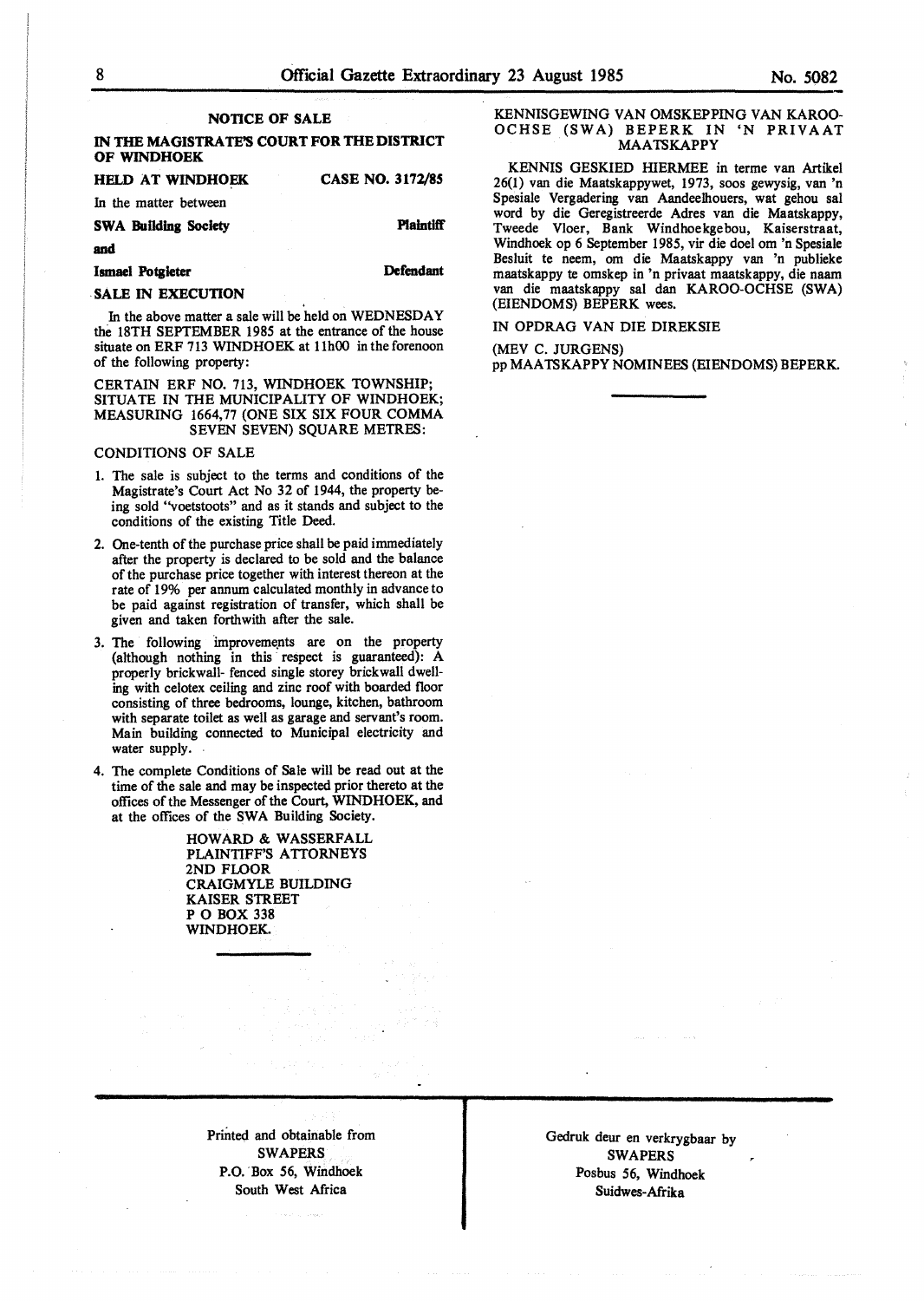## NOTICE OF SALE

**IN THE MAGISTRATE'S COURT FOR THE DISTRICT OF WINDHOEK**

**HELD AT WINDHOEK** **CASE NO. 3172/85**

In the matter between

**SWA Building Society** **Plaintiff**

**and**

**Ismael Potgieter** **Defendant**

**SALE IN EXECUTION**

In the above matter a sale will be held on WEDNESDAY the 18TH SEPTEMBER 1985 at the entrance of the house situate on ERF 713 WINDHOEK at 11h00 in the forenoon of the following property:

CERTAIN ERF NO. 713, WINDHOEK TOWNSHIP; SITUATE IN THE MUNICIPALITY OF WINDHOEK; MEASURING 1664,77 (ONE SIX SIX FOUR COMMA SEVEN SEVEN) SQUARE METRES:

CONDITIONS OF SALE

1. The sale is subject to the terms and conditions of the Magistrate's Court Act No 32 of 1944, the property being sold "voetstoots" and as it stands and subject to the conditions of the existing Title Deed.
2. One-tenth of the purchase price shall be paid immediately after the property is declared to be sold and the balance of the purchase price together with interest thereon at the rate of 19% per annum calculated monthly in advance to be paid against registration of transfer, which shall be given and taken forthwith after the sale.
3. The following improvements are on the property (although nothing in this respect is guaranteed): A properly brickwall- fenced single storey brickwall dwelling with celotex ceiling and zinc roof with boarded floor consisting of three bedrooms, lounge, kitchen, bathroom with separate toilet as well as garage and servant's room. Main building connected to Municipal electricity and water supply.
4. The complete Conditions of Sale will be read out at the time of the sale and may be inspected prior thereto at the offices of the Messenger of the Court, WINDHOEK, and at the offices of the SWA Building Society.

HOWARD & WASSERFALL
PLAINTIFF'S ATTORNEYS
2ND FLOOR
CRAIGMYLE BUILDING
KAISER STREET
P O BOX 338
WINDHOEK.

---

## KENNISGEWING VAN OMSKEPPING VAN KAROO-OCHSE (SWA) BEPERK IN 'N PRIVAAT MAATSKAPPY

KENNIS GESKIED HIERMEE in terme van Artikel 26(1) van die Maatskappywet, 1973, soos gewysig, van 'n Spesiale Vergadering van Aandeelhouers, wat gehou sal word by die Geregistreerde Adres van die Maatskappy, Tweede Vloer, Bank Windhoekgebou, Kaiserstraat, Windhoek op 6 September 1985, vir die doel om 'n Spesiale Besluit te neem, om die Maatskappy van 'n publieke maatskappy te omskep in 'n privaat maatskappy, die naam van die maatskappy sal dan KAROO-OCHSE (SWA) (EIENDOMS) BEPERK wees.

IN OPDRAG VAN DIE DIREKSIE

(MEV C. JURGENS)
pp MAATSKAPPY NOMINEES (EIENDOMS) BEPERK.

---

Printed and obtainable from
SWAPERS
P.O. Box 56, Windhoek
South West Africa

Gedruk deur en verkrygbaar by
SWAPERS
Posbus 56, Windhoek
Suidwes-Afrika